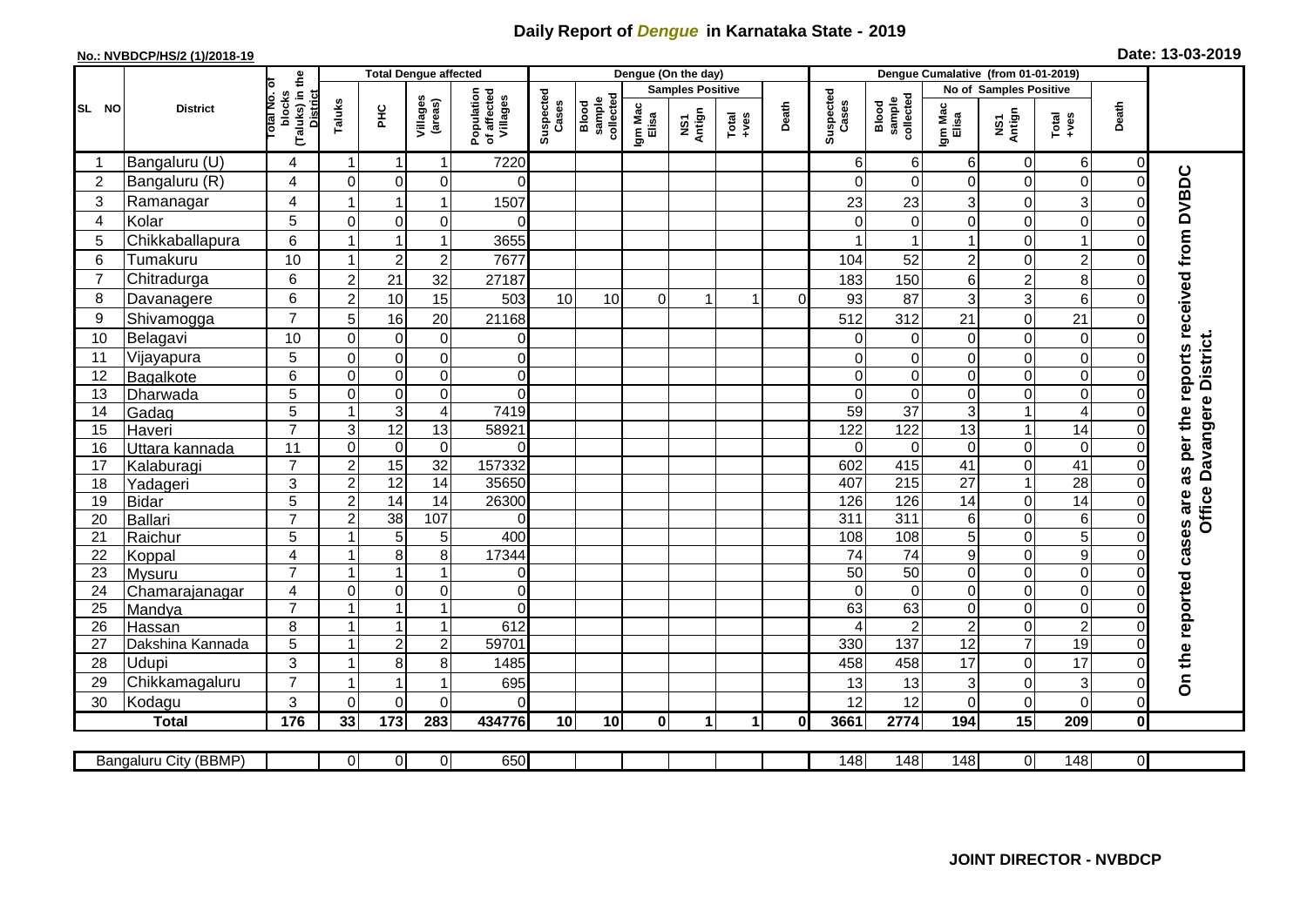# Daily Report of *Dengue* in Karnataka State - 2019

**No.: NVBDCP/HS/2 (1)/2018-19**

**Date: 13-03-2019**

| SL NO | District | Total No. of blocks (Taluks) in the District | Total Dengue affected | | | | Dengue (On the day) | | | | | | | Dengue Cumalative (from 01-01-2019) | | | | | | | |
|---|---|---|---|---|---|---|---|---|---|---|---|---|---|---|---|---|---|---|---|---|
| | | | Taluks | PHC | Villages (areas) | Population of affected Villages | Suspected Cases | Blood sample collected | Samples Positive | | | Death | Suspected Cases | Blood sample collected | No of Samples Positive | | | Death | |
| | | | | | | | | | Igm Mac Elisa | NS1 Antign | Total +ves | | | | Igm Mac Elisa | NS1 Antign | Total +ves | | |
| 1 | Bangaluru (U) | 4 | 1 | 1 | 1 | 7220 | | | | | | | 6 | 6 | 6 | 0 | 6 | 0 | On the reported cases are as per the reports received from DVBDC Office Davangere District. |
| 2 | Bangaluru (R) | 4 | 0 | 0 | 0 | 0 | | | | | | | 0 | 0 | 0 | 0 | 0 | 0 | |
| 3 | Ramanagar | 4 | 1 | 1 | 1 | 1507 | | | | | | | 23 | 23 | 3 | 0 | 3 | 0 | |
| 4 | Kolar | 5 | 0 | 0 | 0 | 0 | | | | | | | 0 | 0 | 0 | 0 | 0 | 0 | |
| 5 | Chikkaballapura | 6 | 1 | 1 | 1 | 3655 | | | | | | | 1 | 1 | 1 | 0 | 1 | 0 | |
| 6 | Tumakuru | 10 | 1 | 2 | 2 | 7677 | | | | | | | 104 | 52 | 2 | 0 | 2 | 0 | |
| 7 | Chitradurga | 6 | 2 | 21 | 32 | 27187 | | | | | | | 183 | 150 | 6 | 2 | 8 | 0 | |
| 8 | Davanagere | 6 | 2 | 10 | 15 | 503 | 10 | 10 | 0 | 1 | 1 | 0 | 93 | 87 | 3 | 3 | 6 | 0 | |
| 9 | Shivamogga | 7 | 5 | 16 | 20 | 21168 | | | | | | | 512 | 312 | 21 | 0 | 21 | 0 | |
| 10 | Belagavi | 10 | 0 | 0 | 0 | 0 | | | | | | | 0 | 0 | 0 | 0 | 0 | 0 | |
| 11 | Vijayapura | 5 | 0 | 0 | 0 | 0 | | | | | | | 0 | 0 | 0 | 0 | 0 | 0 | |
| 12 | Bagalkote | 6 | 0 | 0 | 0 | 0 | | | | | | | 0 | 0 | 0 | 0 | 0 | 0 | |
| 13 | Dharwada | 5 | 0 | 0 | 0 | 0 | | | | | | | 0 | 0 | 0 | 0 | 0 | 0 | |
| 14 | Gadag | 5 | 1 | 3 | 4 | 7419 | | | | | | | 59 | 37 | 3 | 1 | 4 | 0 | |
| 15 | Haveri | 7 | 3 | 12 | 13 | 58921 | | | | | | | 122 | 122 | 13 | 1 | 14 | 0 | |
| 16 | Uttara kannada | 11 | 0 | 0 | 0 | 0 | | | | | | | 0 | 0 | 0 | 0 | 0 | 0 | |
| 17 | Kalaburagi | 7 | 2 | 15 | 32 | 157332 | | | | | | | 602 | 415 | 41 | 0 | 41 | 0 | |
| 18 | Yadageri | 3 | 2 | 12 | 14 | 35650 | | | | | | | 407 | 215 | 27 | 1 | 28 | 0 | |
| 19 | Bidar | 5 | 2 | 14 | 14 | 26300 | | | | | | | 126 | 126 | 14 | 0 | 14 | 0 | |
| 20 | Ballari | 7 | 2 | 38 | 107 | 0 | | | | | | | 311 | 311 | 6 | 0 | 6 | 0 | |
| 21 | Raichur | 5 | 1 | 5 | 5 | 400 | | | | | | | 108 | 108 | 5 | 0 | 5 | 0 | |
| 22 | Koppal | 4 | 1 | 8 | 8 | 17344 | | | | | | | 74 | 74 | 9 | 0 | 9 | 0 | |
| 23 | Mysuru | 7 | 1 | 1 | 1 | 0 | | | | | | | 50 | 50 | 0 | 0 | 0 | 0 | |
| 24 | Chamarajanagar | 4 | 0 | 0 | 0 | 0 | | | | | | | 0 | 0 | 0 | 0 | 0 | 0 | |
| 25 | Mandya | 7 | 1 | 1 | 1 | 0 | | | | | | | 63 | 63 | 0 | 0 | 0 | 0 | |
| 26 | Hassan | 8 | 1 | 1 | 1 | 612 | | | | | | | 4 | 2 | 2 | 0 | 2 | 0 | |
| 27 | Dakshina Kannada | 5 | 1 | 2 | 2 | 59701 | | | | | | | 330 | 137 | 12 | 7 | 19 | 0 | |
| 28 | Udupi | 3 | 1 | 8 | 8 | 1485 | | | | | | | 458 | 458 | 17 | 0 | 17 | 0 | |
| 29 | Chikkamagaluru | 7 | 1 | 1 | 1 | 695 | | | | | | | 13 | 13 | 3 | 0 | 3 | 0 | |
| 30 | Kodagu | 3 | 0 | 0 | 0 | 0 | | | | | | | 12 | 12 | 0 | 0 | 0 | 0 | |
| | **Total** | **176** | **33** | **173** | **283** | **434776** | **10** | **10** | **0** | **1** | **1** | **0** | **3661** | **2774** | **194** | **15** | **209** | **0** | |

| Bangaluru City (BBMP) | | 0 | 0 | 0 | 650 | | | | | | | 148 | 148 | 148 | 0 | 148 | 0 |
|---|---|---|---|---|---|---|---|---|---|---|---|---|---|---|---|---|---|

**JOINT DIRECTOR - NVBDCP**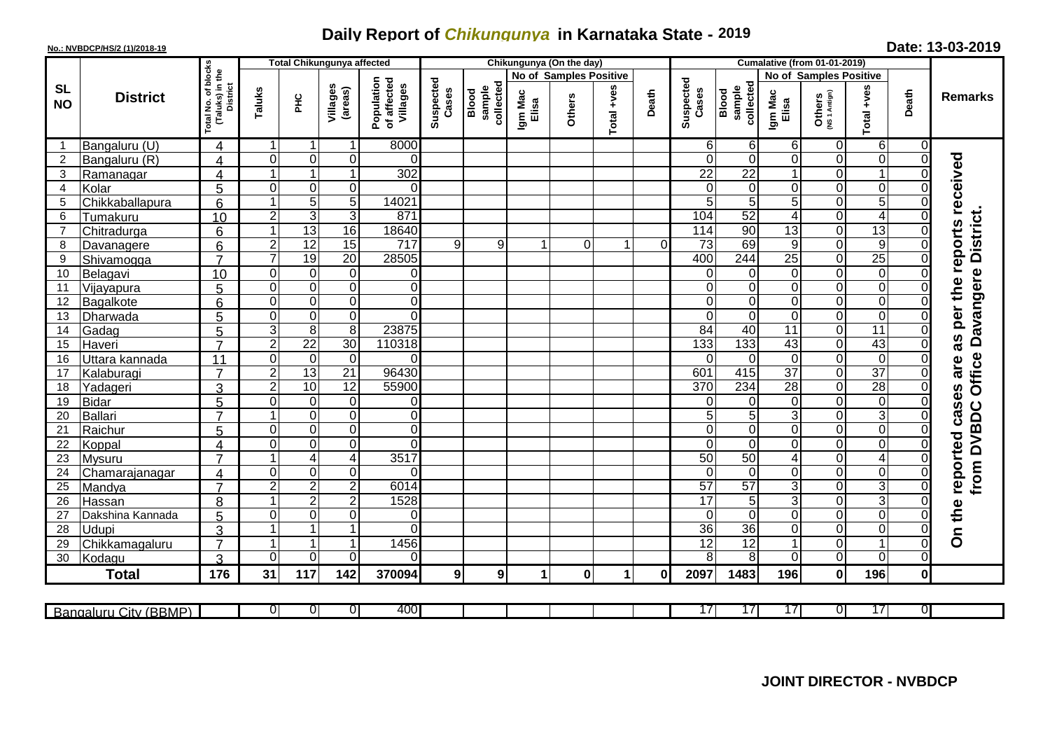# Daily Report of *Chikungunya* in Karnataka State - 2019

**No.: NVBDCP/HS/2 (1)/2018-19**

**Date: 13-03-2019**

| SL NO | District | Total No. of blocks (Taluks) in the District | Total Chikungunya affected | | | | Chikungunya (On the day) | | | | | | Cumalative (from 01-01-2019) | | | | | | Remarks |
|---|---|---|---|---|---|---|---|---|---|---|---|---|---|---|---|---|---|---|---|
| | | | Taluks | PHC | Villages (areas) | Population of affected Villages | Suspected Cases | Blood sample collected | No of Samples Positive | | | Death | Suspected Cases | Blood sample collected | No of Samples Positive | | | Death | |
| | | | | | | | | | Igm Mac Elisa | Others | Total +ves | | | | Igm Mac Elisa | Others (NS 1 Antign) | Total +ves | | |
| 1 | Bangaluru (U) | 4 | 1 | 1 | 1 | 8000 | | | | | | | 6 | 6 | 6 | 0 | 6 | 0 | On the reported cases are as per the reports received from DVBDC Office Davangere District. |
| 2 | Bangaluru (R) | 4 | 0 | 0 | 0 | 0 | | | | | | | 0 | 0 | 0 | 0 | 0 | 0 | |
| 3 | Ramanagar | 4 | 1 | 1 | 1 | 302 | | | | | | | 22 | 22 | 1 | 0 | 1 | 0 | |
| 4 | Kolar | 5 | 0 | 0 | 0 | 0 | | | | | | | 0 | 0 | 0 | 0 | 0 | 0 | |
| 5 | Chikkaballapura | 6 | 1 | 5 | 5 | 14021 | | | | | | | 5 | 5 | 5 | 0 | 5 | 0 | |
| 6 | Tumakuru | 10 | 2 | 3 | 3 | 871 | | | | | | | 104 | 52 | 4 | 0 | 4 | 0 | |
| 7 | Chitradurga | 6 | 1 | 13 | 16 | 18640 | | | | | | | 114 | 90 | 13 | 0 | 13 | 0 | |
| 8 | Davanagere | 6 | 2 | 12 | 15 | 717 | 9 | 9 | 1 | 0 | 1 | 0 | 73 | 69 | 9 | 0 | 9 | 0 | |
| 9 | Shivamogga | 7 | 7 | 19 | 20 | 28505 | | | | | | | 400 | 244 | 25 | 0 | 25 | 0 | |
| 10 | Belagavi | 10 | 0 | 0 | 0 | 0 | | | | | | | 0 | 0 | 0 | 0 | 0 | 0 | |
| 11 | Vijayapura | 5 | 0 | 0 | 0 | 0 | | | | | | | 0 | 0 | 0 | 0 | 0 | 0 | |
| 12 | Bagalkote | 6 | 0 | 0 | 0 | 0 | | | | | | | 0 | 0 | 0 | 0 | 0 | 0 | |
| 13 | Dharwada | 5 | 0 | 0 | 0 | 0 | | | | | | | 0 | 0 | 0 | 0 | 0 | 0 | |
| 14 | Gadag | 5 | 3 | 8 | 8 | 23875 | | | | | | | 84 | 40 | 11 | 0 | 11 | 0 | |
| 15 | Haveri | 7 | 2 | 22 | 30 | 110318 | | | | | | | 133 | 133 | 43 | 0 | 43 | 0 | |
| 16 | Uttara kannada | 11 | 0 | 0 | 0 | 0 | | | | | | | 0 | 0 | 0 | 0 | 0 | 0 | |
| 17 | Kalaburagi | 7 | 2 | 13 | 21 | 96430 | | | | | | | 601 | 415 | 37 | 0 | 37 | 0 | |
| 18 | Yadageri | 3 | 2 | 10 | 12 | 55900 | | | | | | | 370 | 234 | 28 | 0 | 28 | 0 | |
| 19 | Bidar | 5 | 0 | 0 | 0 | 0 | | | | | | | 0 | 0 | 0 | 0 | 0 | 0 | |
| 20 | Ballari | 7 | 1 | 0 | 0 | 0 | | | | | | | 5 | 5 | 3 | 0 | 3 | 0 | |
| 21 | Raichur | 5 | 0 | 0 | 0 | 0 | | | | | | | 0 | 0 | 0 | 0 | 0 | 0 | |
| 22 | Koppal | 4 | 0 | 0 | 0 | 0 | | | | | | | 0 | 0 | 0 | 0 | 0 | 0 | |
| 23 | Mysuru | 7 | 1 | 4 | 4 | 3517 | | | | | | | 50 | 50 | 4 | 0 | 4 | 0 | |
| 24 | Chamarajanagar | 4 | 0 | 0 | 0 | 0 | | | | | | | 0 | 0 | 0 | 0 | 0 | 0 | |
| 25 | Mandya | 7 | 2 | 2 | 2 | 6014 | | | | | | | 57 | 57 | 3 | 0 | 3 | 0 | |
| 26 | Hassan | 8 | 1 | 2 | 2 | 1528 | | | | | | | 17 | 5 | 3 | 0 | 3 | 0 | |
| 27 | Dakshina Kannada | 5 | 0 | 0 | 0 | 0 | | | | | | | 0 | 0 | 0 | 0 | 0 | 0 | |
| 28 | Udupi | 3 | 1 | 1 | 1 | 0 | | | | | | | 36 | 36 | 0 | 0 | 0 | 0 | |
| 29 | Chikkamagaluru | 7 | 1 | 1 | 1 | 1456 | | | | | | | 12 | 12 | 1 | 0 | 1 | 0 | |
| 30 | Kodagu | 3 | 0 | 0 | 0 | 0 | | | | | | | 8 | 8 | 0 | 0 | 0 | 0 | |
| | **Total** | **176** | **31** | **117** | **142** | **370094** | **9** | **9** | **1** | **0** | **1** | **0** | **2097** | **1483** | **196** | **0** | **196** | **0** | |

| | | | | | | | | | | | | | | | | | | |
|---|---|---|---|---|---|---|---|---|---|---|---|---|---|---|---|---|---|---|
| Bangaluru City (BBMP) | | 0 | 0 | 0 | 400 | | | | | | | 17 | 17 | 17 | 0 | 17 | 0 | |

**JOINT DIRECTOR - NVBDCP**